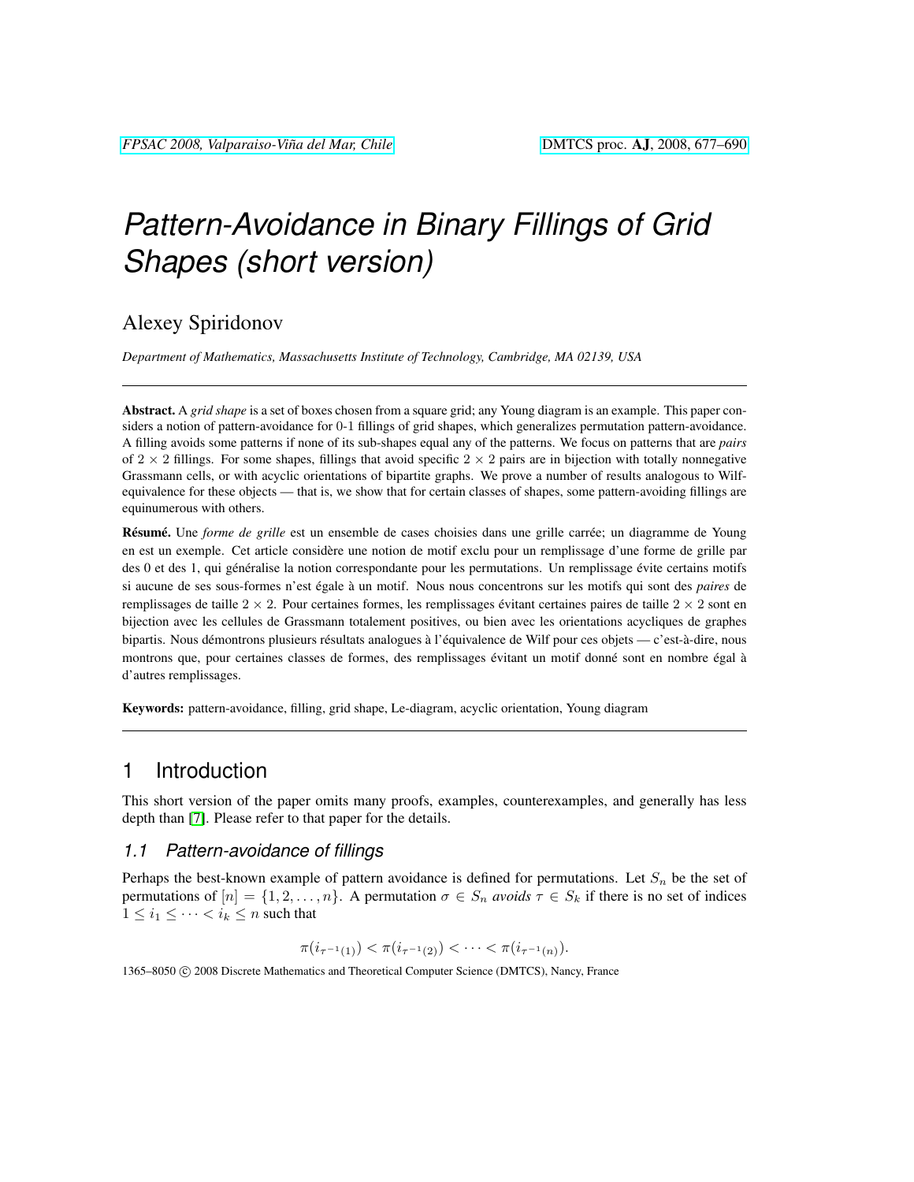# Pattern-Avoidance in Binary Fillings of Grid Shapes (short version)

Alexey Spiridonov

*Department of Mathematics, Massachusetts Institute of Technology, Cambridge, MA 02139, USA*

---

**Abstract.** A *grid shape* is a set of boxes chosen from a square grid; any Young diagram is an example. This paper considers a notion of pattern-avoidance for 0-1 fillings of grid shapes, which generalizes permutation pattern-avoidance. A filling avoids some patterns if none of its sub-shapes equal any of the patterns. We focus on patterns that are *pairs* of $2 \times 2$ fillings. For some shapes, fillings that avoid specific $2 \times 2$ pairs are in bijection with totally nonnegative Grassmann cells, or with acyclic orientations of bipartite graphs. We prove a number of results analogous to Wilf-equivalence for these objects — that is, we show that for certain classes of shapes, some pattern-avoiding fillings are equinumerous with others.

**Résumé.** Une *forme de grille* est un ensemble de cases choisies dans une grille carrée; un diagramme de Young en est un exemple. Cet article considère une notion de motif exclu pour un remplissage d'une forme de grille par des 0 et des 1, qui généralise la notion correspondante pour les permutations. Un remplissage évite certains motifs si aucune de ses sous-formes n'est égale à un motif. Nous nous concentrons sur les motifs qui sont des *paires* de remplissages de taille $2 \times 2$. Pour certaines formes, les remplissages évitant certaines paires de taille $2 \times 2$ sont en bijection avec les cellules de Grassmann totalement positives, ou bien avec les orientations acycliques de graphes bipartis. Nous démontrons plusieurs résultats analogues à l'équivalence de Wilf pour ces objets — c'est-à-dire, nous montrons que, pour certaines classes de formes, des remplissages évitant un motif donné sont en nombre égal à d'autres remplissages.

**Keywords:** pattern-avoidance, filling, grid shape, Le-diagram, acyclic orientation, Young diagram

---

## 1 Introduction

This short version of the paper omits many proofs, examples, counterexamples, and generally has less depth than [7]. Please refer to that paper for the details.

### 1.1 Pattern-avoidance of fillings

Perhaps the best-known example of pattern avoidance is defined for permutations. Let $S_n$ be the set of permutations of $[n] = \{1, 2, \ldots, n\}$. A permutation $\sigma \in S_n$ *avoids* $\tau \in S_k$ if there is no set of indices $1 \le i_1 \le \cdots < i_k \le n$ such that

$$\pi(i_{\tau^{-1}(1)}) < \pi(i_{\tau^{-1}(2)}) < \cdots < \pi(i_{\tau^{-1}(n)}).$$

1365–8050 © 2008 Discrete Mathematics and Theoretical Computer Science (DMTCS), Nancy, France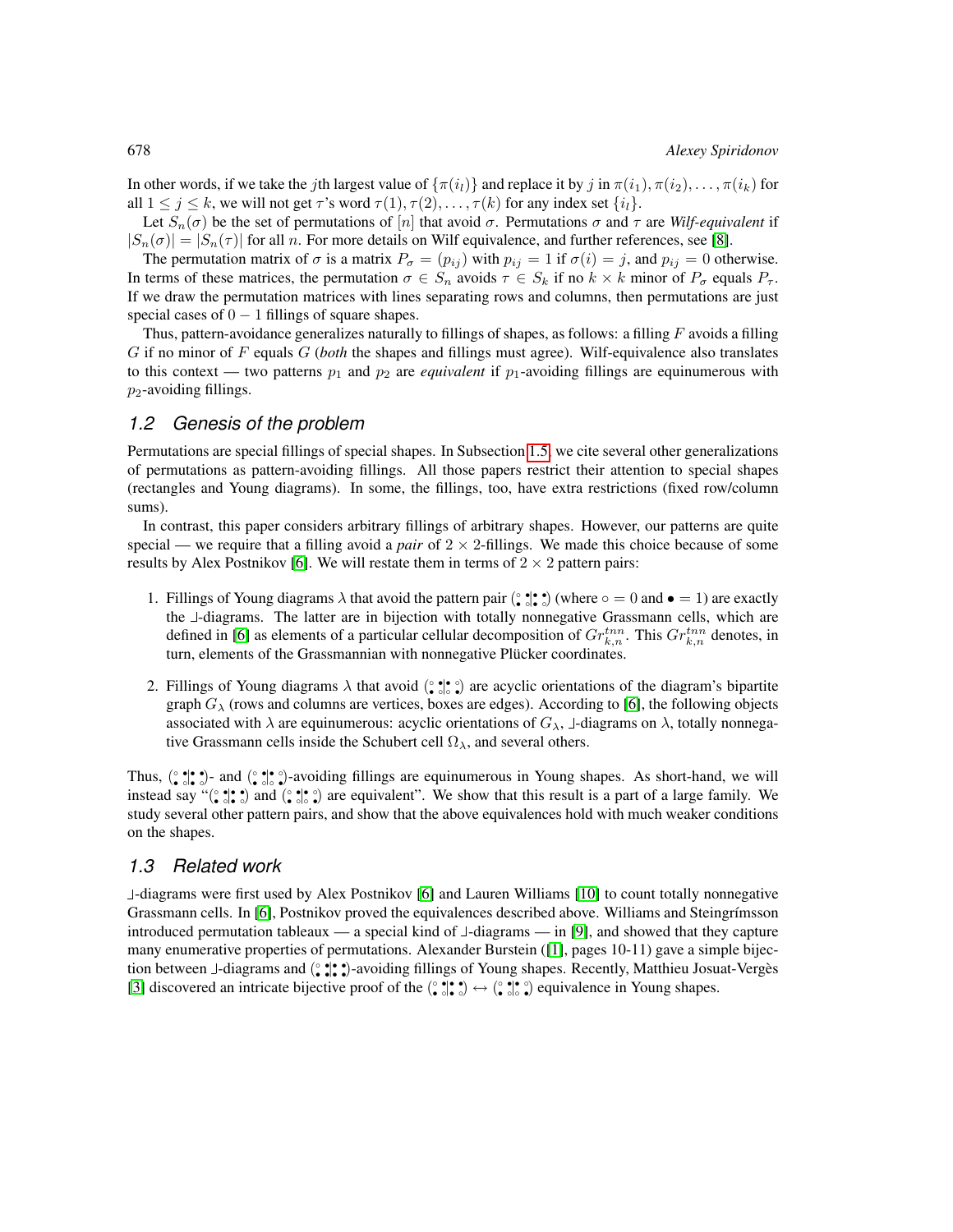In other words, if we take the $j$th largest value of $\{\pi(i_l)\}$ and replace it by $j$ in $\pi(i_1), \pi(i_2), \ldots, \pi(i_k)$ for all $1 \leq j \leq k$, we will not get $\tau$'s word $\tau(1), \tau(2), \ldots, \tau(k)$ for any index set $\{i_l\}$.

Let $S_n(\sigma)$ be the set of permutations of $[n]$ that avoid $\sigma$. Permutations $\sigma$ and $\tau$ are ***Wilf-equivalent*** if $|S_n(\sigma)| = |S_n(\tau)|$ for all $n$. For more details on Wilf equivalence, and further references, see [8].

The permutation matrix of $\sigma$ is a matrix $P_\sigma = (p_{ij})$ with $p_{ij} = 1$ if $\sigma(i) = j$, and $p_{ij} = 0$ otherwise. In terms of these matrices, the permutation $\sigma \in S_n$ avoids $\tau \in S_k$ if no $k \times k$ minor of $P_\sigma$ equals $P_\tau$. If we draw the permutation matrices with lines separating rows and columns, then permutations are just special cases of $0-1$ fillings of square shapes.

Thus, pattern-avoidance generalizes naturally to fillings of shapes, as follows: a filling $F$ avoids a filling $G$ if no minor of $F$ equals $G$ (*both* the shapes and fillings must agree). Wilf-equivalence also translates to this context — two patterns $p_1$ and $p_2$ are *equivalent* if $p_1$-avoiding fillings are equinumerous with $p_2$-avoiding fillings.

## 1.2 Genesis of the problem

Permutations are special fillings of special shapes. In Subsection 1.5, we cite several other generalizations of permutations as pattern-avoiding fillings. All those papers restrict their attention to special shapes (rectangles and Young diagrams). In some, the fillings, too, have extra restrictions (fixed row/column sums).

In contrast, this paper considers arbitrary fillings of arbitrary shapes. However, our patterns are quite special — we require that a filling avoid a *pair* of $2 \times 2$-fillings. We made this choice because of some results by Alex Postnikov [6]. We will restate them in terms of $2 \times 2$ pattern pairs:

1. Fillings of Young diagrams $\lambda$ that avoid the pattern pair $(\begin{smallmatrix}\circ & \bullet\\ \bullet & \circ\end{smallmatrix} \big| \begin{smallmatrix}\bullet & \bullet\\ \bullet & \circ\end{smallmatrix})$ (where $\circ = 0$ and $\bullet = 1$) are exactly the ⅃-diagrams. The latter are in bijection with totally nonnegative Grassmann cells, which are defined in [6] as elements of a particular cellular decomposition of $Gr_{k,n}^{tnn}$. This $Gr_{k,n}^{tnn}$ denotes, in turn, elements of the Grassmannian with nonnegative Plücker coordinates.

2. Fillings of Young diagrams $\lambda$ that avoid $(\begin{smallmatrix}\circ & \bullet\\ \bullet & \circ\end{smallmatrix} \big| \begin{smallmatrix}\bullet & \circ\\ \circ & \bullet\end{smallmatrix})$ are acyclic orientations of the diagram's bipartite graph $G_\lambda$ (rows and columns are vertices, boxes are edges). According to [6], the following objects associated with $\lambda$ are equinumerous: acyclic orientations of $G_\lambda$, ⅃-diagrams on $\lambda$, totally nonnegative Grassmann cells inside the Schubert cell $\Omega_\lambda$, and several others.

Thus, $(\begin{smallmatrix}\circ & \bullet\\ \bullet & \circ\end{smallmatrix} \big| \begin{smallmatrix}\bullet & \bullet\\ \bullet & \circ\end{smallmatrix})$- and $(\begin{smallmatrix}\circ & \bullet\\ \bullet & \circ\end{smallmatrix} \big| \begin{smallmatrix}\bullet & \circ\\ \circ & \bullet\end{smallmatrix})$-avoiding fillings are equinumerous in Young shapes. As short-hand, we will instead say "$(\begin{smallmatrix}\circ & \bullet\\ \bullet & \circ\end{smallmatrix} \big| \begin{smallmatrix}\bullet & \bullet\\ \bullet & \circ\end{smallmatrix})$ and $(\begin{smallmatrix}\circ & \bullet\\ \bullet & \circ\end{smallmatrix} \big| \begin{smallmatrix}\bullet & \circ\\ \circ & \bullet\end{smallmatrix})$ are equivalent". We show that this result is a part of a large family. We study several other pattern pairs, and show that the above equivalences hold with much weaker conditions on the shapes.

## 1.3 Related work

⅃-diagrams were first used by Alex Postnikov [6] and Lauren Williams [10] to count totally nonnegative Grassmann cells. In [6], Postnikov proved the equivalences described above. Williams and Steingrímsson introduced permutation tableaux — a special kind of ⅃-diagrams — in [9], and showed that they capture many enumerative properties of permutations. Alexander Burstein ([1], pages 10-11) gave a simple bijection between ⅃-diagrams and $(\begin{smallmatrix}\circ & \bullet\\ \bullet & \bullet\end{smallmatrix} \big| \begin{smallmatrix}\bullet & \bullet\\ \bullet & \bullet\end{smallmatrix})$-avoiding fillings of Young shapes. Recently, Matthieu Josuat-Vergès [3] discovered an intricate bijective proof of the $(\begin{smallmatrix}\circ & \bullet\\ \bullet & \circ\end{smallmatrix} \big| \begin{smallmatrix}\bullet & \bullet\\ \bullet & \circ\end{smallmatrix}) \leftrightarrow (\begin{smallmatrix}\circ & \bullet\\ \bullet & \circ\end{smallmatrix} \big| \begin{smallmatrix}\bullet & \circ\\ \circ & \bullet\end{smallmatrix})$ equivalence in Young shapes.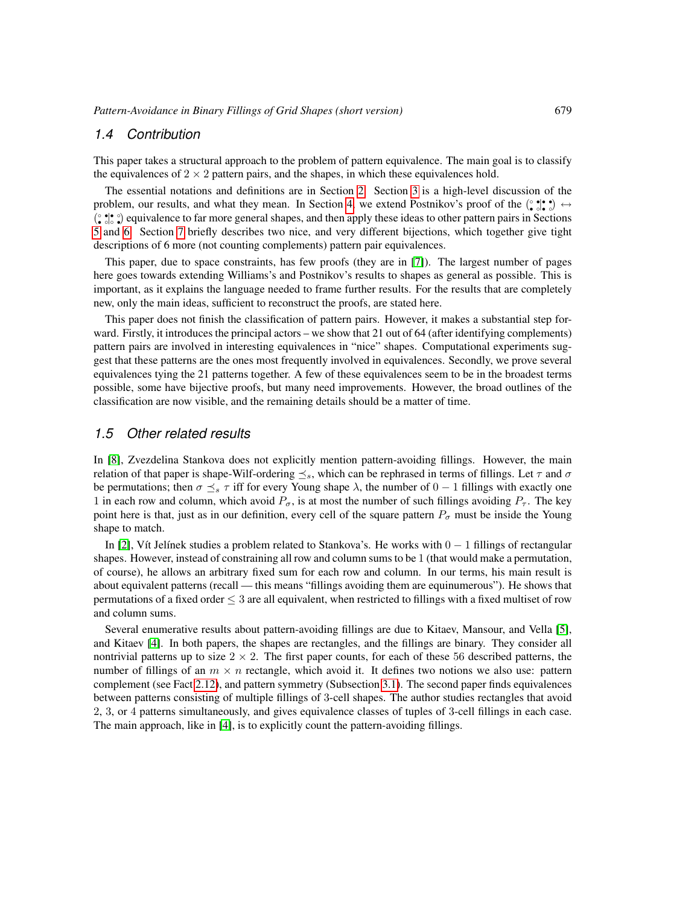## 1.4 Contribution

This paper takes a structural approach to the problem of pattern equivalence. The main goal is to classify the equivalences of $2 \times 2$ pattern pairs, and the shapes, in which these equivalences hold.

The essential notations and definitions are in Section 2. Section 3 is a high-level discussion of the problem, our results, and what they mean. In Section 4, we extend Postnikov's proof of the $\left(\begin{smallmatrix} \circ & \bullet \\ \bullet & \circ \end{smallmatrix}\middle|\begin{smallmatrix} \bullet & \bullet \\ \bullet & \circ \end{smallmatrix}\right) \leftrightarrow \left(\begin{smallmatrix} \circ & \bullet \\ \bullet & \circ \end{smallmatrix}\middle|\begin{smallmatrix} \bullet & \circ \\ \circ & \bullet \end{smallmatrix}\right)$ equivalence to far more general shapes, and then apply these ideas to other pattern pairs in Sections 5 and 6. Section 7 briefly describes two nice, and very different bijections, which together give tight descriptions of 6 more (not counting complements) pattern pair equivalences.

This paper, due to space constraints, has few proofs (they are in [7]). The largest number of pages here goes towards extending Williams's and Postnikov's results to shapes as general as possible. This is important, as it explains the language needed to frame further results. For the results that are completely new, only the main ideas, sufficient to reconstruct the proofs, are stated here.

This paper does not finish the classification of pattern pairs. However, it makes a substantial step forward. Firstly, it introduces the principal actors – we show that 21 out of 64 (after identifying complements) pattern pairs are involved in interesting equivalences in "nice" shapes. Computational experiments suggest that these patterns are the ones most frequently involved in equivalences. Secondly, we prove several equivalences tying the 21 patterns together. A few of these equivalences seem to be in the broadest terms possible, some have bijective proofs, but many need improvements. However, the broad outlines of the classification are now visible, and the remaining details should be a matter of time.

## 1.5 Other related results

In [8], Zvezdelina Stankova does not explicitly mention pattern-avoiding fillings. However, the main relation of that paper is shape-Wilf-ordering $\preceq_s$, which can be rephrased in terms of fillings. Let $\tau$ and $\sigma$ be permutations; then $\sigma \preceq_s \tau$ iff for every Young shape $\lambda$, the number of $0-1$ fillings with exactly one 1 in each row and column, which avoid $P_\sigma$, is at most the number of such fillings avoiding $P_\tau$. The key point here is that, just as in our definition, every cell of the square pattern $P_\sigma$ must be inside the Young shape to match.

In [2], Vít Jelínek studies a problem related to Stankova's. He works with $0-1$ fillings of rectangular shapes. However, instead of constraining all row and column sums to be 1 (that would make a permutation, of course), he allows an arbitrary fixed sum for each row and column. In our terms, his main result is about equivalent patterns (recall — this means "fillings avoiding them are equinumerous"). He shows that permutations of a fixed order $\leq 3$ are all equivalent, when restricted to fillings with a fixed multiset of row and column sums.

Several enumerative results about pattern-avoiding fillings are due to Kitaev, Mansour, and Vella [5], and Kitaev [4]. In both papers, the shapes are rectangles, and the fillings are binary. They consider all nontrivial patterns up to size $2 \times 2$. The first paper counts, for each of these 56 described patterns, the number of fillings of an $m \times n$ rectangle, which avoid it. It defines two notions we also use: pattern complement (see Fact 2.12), and pattern symmetry (Subsection 3.1). The second paper finds equivalences between patterns consisting of multiple fillings of 3-cell shapes. The author studies rectangles that avoid 2, 3, or 4 patterns simultaneously, and gives equivalence classes of tuples of 3-cell fillings in each case. The main approach, like in [4], is to explicitly count the pattern-avoiding fillings.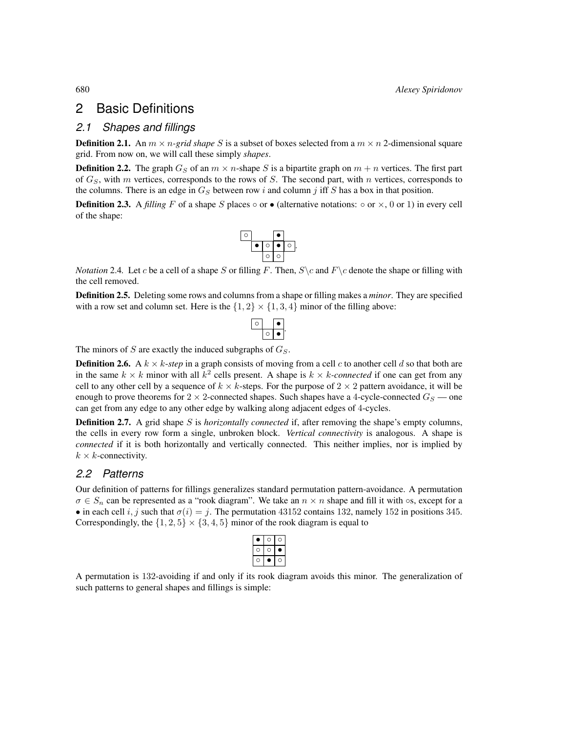# 2 Basic Definitions

## 2.1 Shapes and fillings

**Definition 2.1.** An $m \times n$-*grid shape* $S$ is a subset of boxes selected from a $m \times n$ 2-dimensional square grid. From now on, we will call these simply *shapes*.

**Definition 2.2.** The graph $G_S$ of an $m \times n$-shape $S$ is a bipartite graph on $m + n$ vertices. The first part of $G_S$, with $m$ vertices, corresponds to the rows of $S$. The second part, with $n$ vertices, corresponds to the columns. There is an edge in $G_S$ between row $i$ and column $j$ iff $S$ has a box in that position.

**Definition 2.3.** A *filling* $F$ of a shape $S$ places $\circ$ or $\bullet$ (alternative notations: $\circ$ or $\times$, 0 or 1) in every cell of the shape:

$$\begin{array}{ccccc} \circ & & & \bullet & \\ & \bullet & \circ & \bullet & \circ \\ & & \circ & \circ & \end{array}.$$

*Notation* 2.4. Let $c$ be a cell of a shape $S$ or filling $F$. Then, $S \backslash c$ and $F \backslash c$ denote the shape or filling with the cell removed.

**Definition 2.5.** Deleting some rows and columns from a shape or filling makes a *minor*. They are specified with a row set and column set. Here is the $\{1, 2\} \times \{1, 3, 4\}$ minor of the filling above:

$$\begin{array}{ccc} \circ & & \bullet \\ & \circ & \bullet \end{array}.$$

The minors of $S$ are exactly the induced subgraphs of $G_S$.

**Definition 2.6.** A $k \times k$-*step* in a graph consists of moving from a cell $c$ to another cell $d$ so that both are in the same $k \times k$ minor with all $k^2$ cells present. A shape is $k \times k$-*connected* if one can get from any cell to any other cell by a sequence of $k \times k$-steps. For the purpose of $2 \times 2$ pattern avoidance, it will be enough to prove theorems for $2 \times 2$-connected shapes. Such shapes have a 4-cycle-connected $G_S$ — one can get from any edge to any other edge by walking along adjacent edges of 4-cycles.

**Definition 2.7.** A grid shape $S$ is *horizontally connected* if, after removing the shape's empty columns, the cells in every row form a single, unbroken block. *Vertical connectivity* is analogous. A shape is *connected* if it is both horizontally and vertically connected. This neither implies, nor is implied by $k \times k$-connectivity.

## 2.2 Patterns

Our definition of patterns for fillings generalizes standard permutation pattern-avoidance. A permutation $\sigma \in S_n$ can be represented as a "rook diagram". We take an $n \times n$ shape and fill it with $\circ$s, except for a $\bullet$ in each cell $i, j$ such that $\sigma(i) = j$. The permutation 43152 contains 132, namely 152 in positions 345. Correspondingly, the $\{1, 2, 5\} \times \{3, 4, 5\}$ minor of the rook diagram is equal to

$$\begin{array}{ccc} \bullet & \circ & \circ \\ \circ & \circ & \bullet \\ \circ & \bullet & \circ \end{array}$$

A permutation is 132-avoiding if and only if its rook diagram avoids this minor. The generalization of such patterns to general shapes and fillings is simple: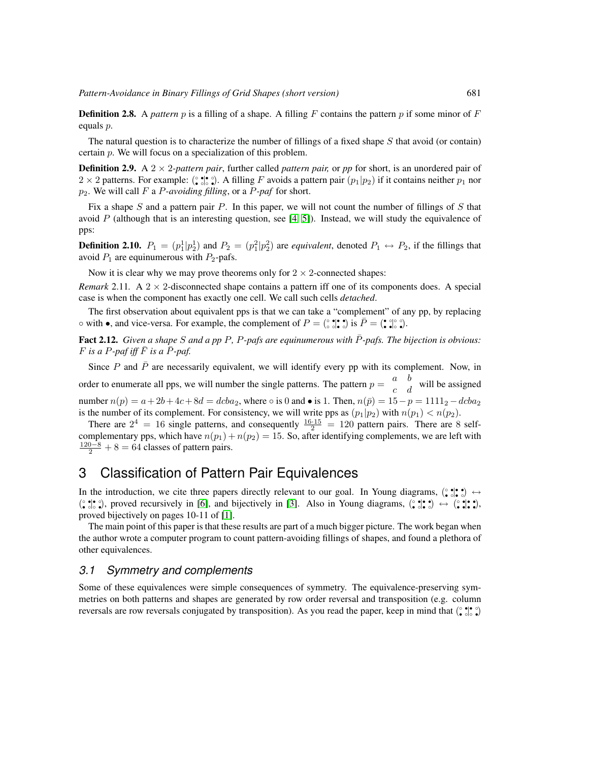**Definition 2.8.** A *pattern* $p$ is a filling of a shape. A filling $F$ contains the pattern $p$ if some minor of $F$ equals $p$.

The natural question is to characterize the number of fillings of a fixed shape $S$ that avoid (or contain) certain $p$. We will focus on a specialization of this problem.

**Definition 2.9.** A $2\times 2$-*pattern pair*, further called *pattern pair,* or *pp* for short, is an unordered pair of $2\times 2$ patterns. For example: $\left(\begin{smallmatrix}\circ&\bullet\\\bullet&\circ\end{smallmatrix}\middle|\begin{smallmatrix}\bullet&\circ\\\circ&\bullet\end{smallmatrix}\right)$. A filling $F$ avoids a pattern pair $(p_1|p_2)$ if it contains neither $p_1$ nor $p_2$. We will call $F$ a $P$-*avoiding filling*, or a $P$-*paf* for short.

Fix a shape $S$ and a pattern pair $P$. In this paper, we will not count the number of fillings of $S$ that avoid $P$ (although that is an interesting question, see [4, 5]). Instead, we will study the equivalence of pps:

**Definition 2.10.** $P_1 = (p^1_1|p^1_2)$ and $P_2 = (p^2_1|p^2_2)$ are *equivalent*, denoted $P_1 \leftrightarrow P_2$, if the fillings that avoid $P_1$ are equinumerous with $P_2$-pafs.

Now it is clear why we may prove theorems only for $2\times 2$-connected shapes:

*Remark* 2.11. A $2\times 2$-disconnected shape contains a pattern iff one of its components does. A special case is when the component has exactly one cell. We call such cells *detached*.

The first observation about equivalent pps is that we can take a "complement" of any pp, by replacing $\circ$ with $\bullet$, and vice-versa. For example, the complement of $P = \left(\begin{smallmatrix}\circ&\bullet\\\circ&\circ\end{smallmatrix}\middle|\begin{smallmatrix}\bullet&\bullet\\\bullet&\circ\end{smallmatrix}\right)$ is $\bar{P} = \left(\begin{smallmatrix}\bullet&\circ\\\bullet&\bullet\end{smallmatrix}\middle|\begin{smallmatrix}\circ&\circ\\\circ&\bullet\end{smallmatrix}\right)$.

**Fact 2.12.** *Given a shape $S$ and a pp $P$, $P$-pafs are equinumerous with $\bar{P}$-pafs. The bijection is obvious: $F$ is a $P$-paf iff $\bar{F}$ is a $\bar{P}$-paf.*

Since $P$ and $\bar{P}$ are necessarily equivalent, we will identify every pp with its complement. Now, in order to enumerate all pps, we will number the single patterns. The pattern $p = \begin{matrix}a & b\\ c & d\end{matrix}$ will be assigned number $n(p) = a+2b+4c+8d = dcba_2$, where $\circ$ is 0 and $\bullet$ is 1. Then, $n(\bar{p}) = 15-p = 1111_2 - dcba_2$ is the number of its complement. For consistency, we will write pps as $(p_1|p_2)$ with $n(p_1) < n(p_2)$.

There are $2^4 = 16$ single patterns, and consequently $\frac{16\cdot 15}{2} = 120$ pattern pairs. There are 8 self-complementary pps, which have $n(p_1)+n(p_2) = 15$. So, after identifying complements, we are left with $\frac{120-8}{2} + 8 = 64$ classes of pattern pairs.

# 3 Classification of Pattern Pair Equivalences

In the introduction, we cite three papers directly relevant to our goal. In Young diagrams, $\left(\begin{smallmatrix}\circ&\bullet\\\bullet&\circ\end{smallmatrix}\middle|\begin{smallmatrix}\bullet&\bullet\\\bullet&\circ\end{smallmatrix}\right) \leftrightarrow \left(\begin{smallmatrix}\circ&\bullet\\\bullet&\circ\end{smallmatrix}\middle|\begin{smallmatrix}\bullet&\circ\\\circ&\bullet\end{smallmatrix}\right)$, proved recursively in [6], and bijectively in [3]. Also in Young diagrams, $\left(\begin{smallmatrix}\circ&\bullet\\\bullet&\circ\end{smallmatrix}\middle|\begin{smallmatrix}\bullet&\bullet\\\bullet&\circ\end{smallmatrix}\right) \leftrightarrow \left(\begin{smallmatrix}\circ&\bullet\\\bullet&\bullet\end{smallmatrix}\middle|\begin{smallmatrix}\bullet&\bullet\\\bullet&\bullet\end{smallmatrix}\right)$, proved bijectively on pages 10-11 of [1].

The main point of this paper is that these results are part of a much bigger picture. The work began when the author wrote a computer program to count pattern-avoiding fillings of shapes, and found a plethora of other equivalences.

## 3.1 Symmetry and complements

Some of these equivalences were simple consequences of symmetry. The equivalence-preserving symmetries on both patterns and shapes are generated by row order reversal and transposition (e.g. column reversals are row reversals conjugated by transposition). As you read the paper, keep in mind that $\left(\begin{smallmatrix}\circ&\bullet\\\bullet&\circ\end{smallmatrix}\middle|\begin{smallmatrix}\bullet&\circ\\\circ&\bullet\end{smallmatrix}\right)$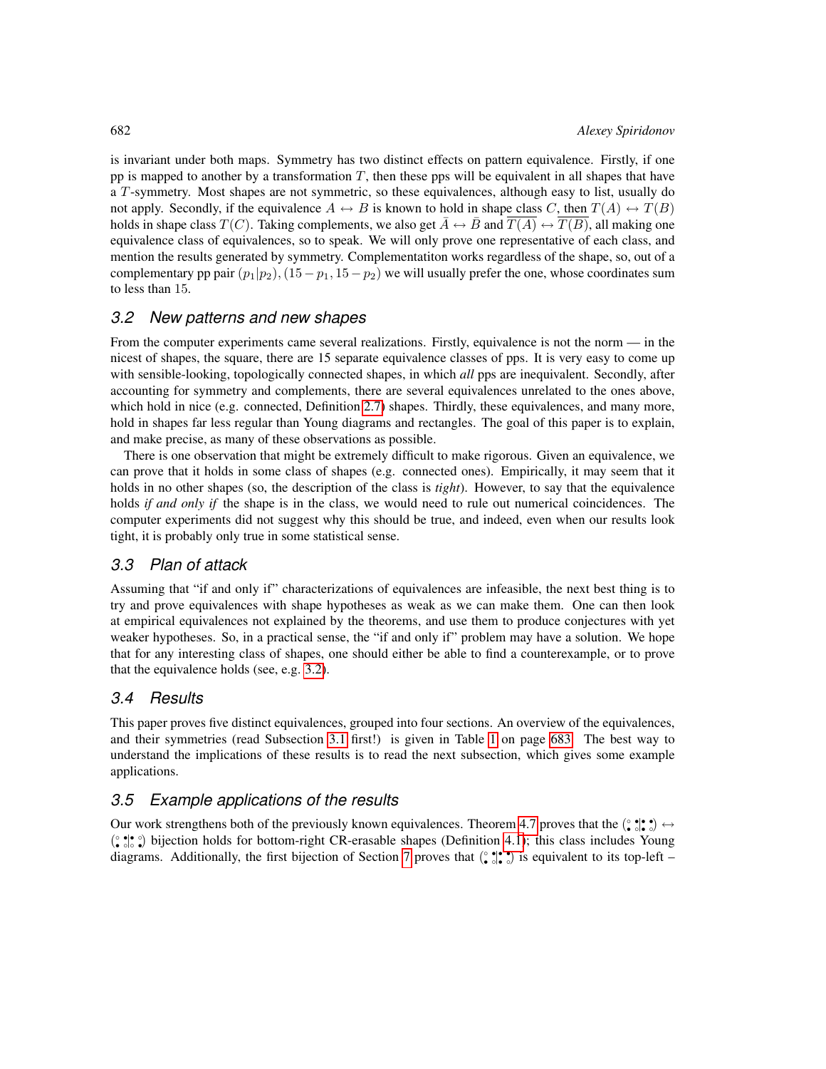is invariant under both maps. Symmetry has two distinct effects on pattern equivalence. Firstly, if one pp is mapped to another by a transformation $T$, then these pps will be equivalent in all shapes that have a $T$-symmetry. Most shapes are not symmetric, so these equivalences, although easy to list, usually do not apply. Secondly, if the equivalence $A \leftrightarrow B$ is known to hold in shape class $C$, then $T(A) \leftrightarrow T(B)$ holds in shape class $T(C)$. Taking complements, we also get $\bar{A} \leftrightarrow \bar{B}$ and $\overline{T(A)} \leftrightarrow \overline{T(B)}$, all making one equivalence class of equivalences, so to speak. We will only prove one representative of each class, and mention the results generated by symmetry. Complementatiton works regardless of the shape, so, out of a complementary pp pair $(p_1|p_2), (15-p_1, 15-p_2)$ we will usually prefer the one, whose coordinates sum to less than 15.

## 3.2 New patterns and new shapes

From the computer experiments came several realizations. Firstly, equivalence is not the norm — in the nicest of shapes, the square, there are 15 separate equivalence classes of pps. It is very easy to come up with sensible-looking, topologically connected shapes, in which *all* pps are inequivalent. Secondly, after accounting for symmetry and complements, there are several equivalences unrelated to the ones above, which hold in nice (e.g. connected, Definition 2.7) shapes. Thirdly, these equivalences, and many more, hold in shapes far less regular than Young diagrams and rectangles. The goal of this paper is to explain, and make precise, as many of these observations as possible.

There is one observation that might be extremely difficult to make rigorous. Given an equivalence, we can prove that it holds in some class of shapes (e.g. connected ones). Empirically, it may seem that it holds in no other shapes (so, the description of the class is *tight*). However, to say that the equivalence holds *if and only if* the shape is in the class, we would need to rule out numerical coincidences. The computer experiments did not suggest why this should be true, and indeed, even when our results look tight, it is probably only true in some statistical sense.

## 3.3 Plan of attack

Assuming that "if and only if" characterizations of equivalences are infeasible, the next best thing is to try and prove equivalences with shape hypotheses as weak as we can make them. One can then look at empirical equivalences not explained by the theorems, and use them to produce conjectures with yet weaker hypotheses. So, in a practical sense, the "if and only if" problem may have a solution. We hope that for any interesting class of shapes, one should either be able to find a counterexample, or to prove that the equivalence holds (see, e.g. 3.2).

## 3.4 Results

This paper proves five distinct equivalences, grouped into four sections. An overview of the equivalences, and their symmetries (read Subsection 3.1 first!) is given in Table 1 on page 683. The best way to understand the implications of these results is to read the next subsection, which gives some example applications.

## 3.5 Example applications of the results

Our work strengthens both of the previously known equivalences. Theorem 4.7 proves that the (⠐⠃|⠃⠑) $\leftrightarrow$ (⠐⠃|⠑⠊) bijection holds for bottom-right CR-erasable shapes (Definition 4.1); this class includes Young diagrams. Additionally, the first bijection of Section 7 proves that (⠐⠃|⠛⠑) is equivalent to its top-left –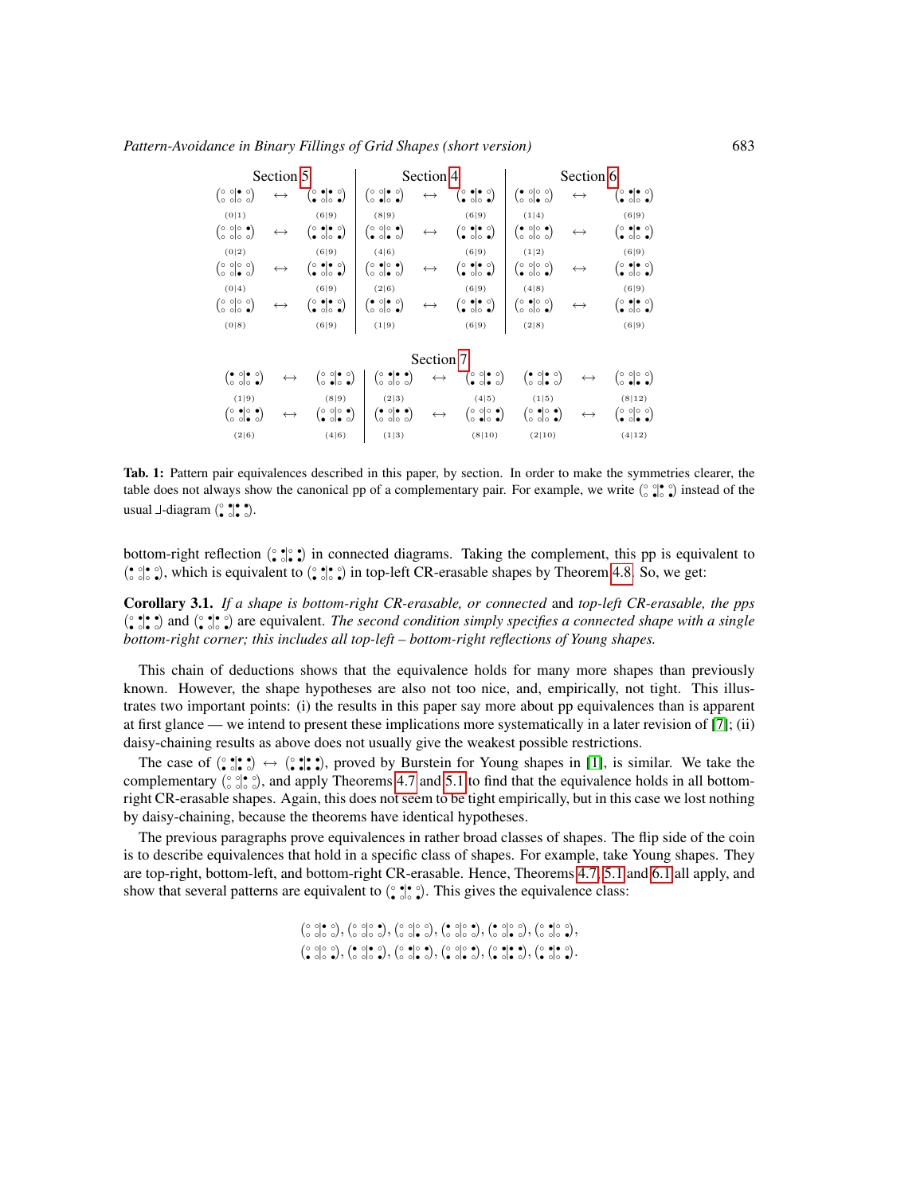| Section 5 | | | Section 4 | | | Section 6 | | |
|---|---|---|---|---|---|---|---|---|
| (0\|1) | ↔ | (6\|9) | (8\|9) | ↔ | (6\|9) | (1\|4) | ↔ | (6\|9) |
| (0\|2) | ↔ | (6\|9) | (4\|6) | ↔ | (6\|9) | (1\|2) | ↔ | (6\|9) |
| (0\|4) | ↔ | (6\|9) | (2\|6) | ↔ | (6\|9) | (4\|8) | ↔ | (6\|9) |
| (0\|8) | ↔ | (6\|9) | (1\|9) | ↔ | (6\|9) | (2\|8) | ↔ | (6\|9) |

| Section 7 | | | | | | | | |
|---|---|---|---|---|---|---|---|---|
| (1\|9) | ↔ | (8\|9) | (2\|3) | ↔ | (4\|5) | (1\|5) | ↔ | (8\|12) |
| (2\|6) | ↔ | (4\|6) | (1\|3) | ↔ | (8\|10) | (2\|10) | ↔ | (4\|12) |

**Tab. 1:** Pattern pair equivalences described in this paper, by section. In order to make the symmetries clearer, the table does not always show the canonical pp of a complementary pair. For example, we write (pp diagram) instead of the usual ⅃-diagram (pp diagram).

bottom-right reflection (pp diagram) in connected diagrams. Taking the complement, this pp is equivalent to (pp diagram), which is equivalent to (pp diagram) in top-left CR-erasable shapes by Theorem 4.8. So, we get:

**Corollary 3.1.** *If a shape is bottom-right CR-erasable, or connected* and *top-left CR-erasable, the pps* (pp diagram) and (pp diagram) are equivalent. *The second condition simply specifies a connected shape with a single bottom-right corner; this includes all top-left – bottom-right reflections of Young shapes.*

This chain of deductions shows that the equivalence holds for many more shapes than previously known. However, the shape hypotheses are also not too nice, and, empirically, not tight. This illustrates two important points: (i) the results in this paper say more about pp equivalences than is apparent at first glance — we intend to present these implications more systematically in a later revision of [7]; (ii) daisy-chaining results as above does not usually give the weakest possible restrictions.

The case of (pp diagram) ↔ (pp diagram), proved by Burstein for Young shapes in [1], is similar. We take the complementary (pp diagram), and apply Theorems 4.7 and 5.1 to find that the equivalence holds in all bottom-right CR-erasable shapes. Again, this does not seem to be tight empirically, but in this case we lost nothing by daisy-chaining, because the theorems have identical hypotheses.

The previous paragraphs prove equivalences in rather broad classes of shapes. The flip side of the coin is to describe equivalences that hold in a specific class of shapes. For example, take Young shapes. They are top-right, bottom-left, and bottom-right CR-erasable. Hence, Theorems 4.7, 5.1 and 6.1 all apply, and show that several patterns are equivalent to (pp diagram). This gives the equivalence class:

(pp diagram), (pp diagram), (pp diagram), (pp diagram), (pp diagram), (pp diagram),
(pp diagram), (pp diagram), (pp diagram), (pp diagram), (pp diagram), (pp diagram).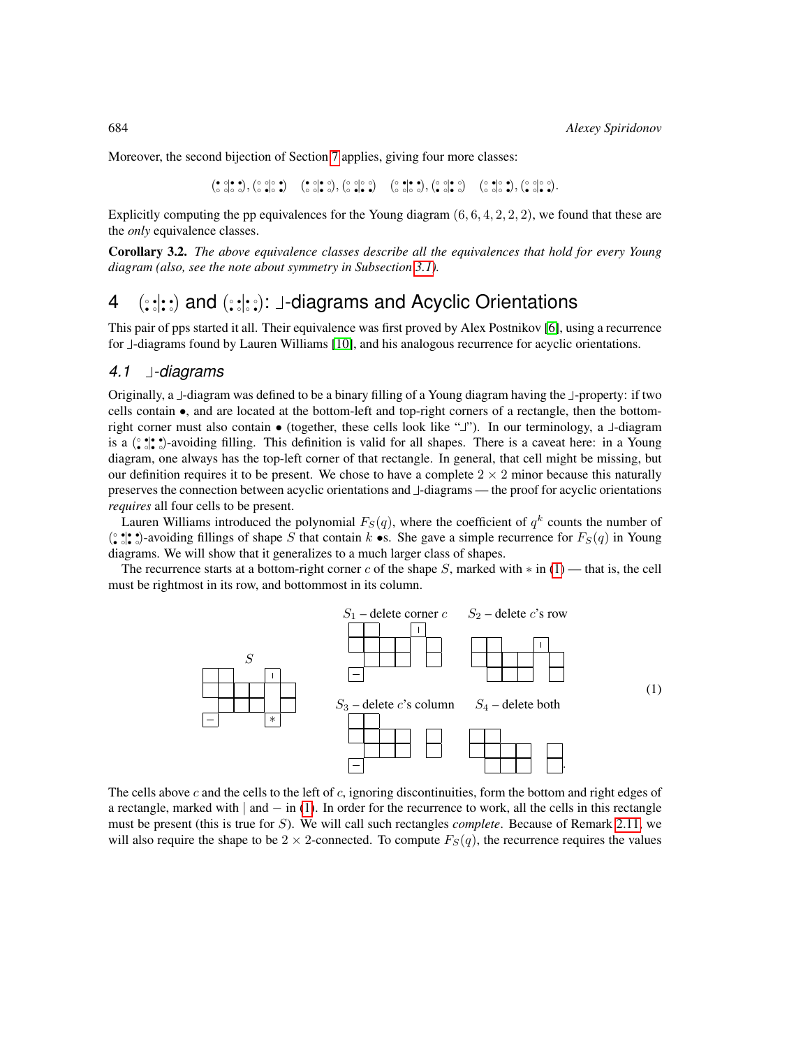Moreover, the second bijection of Section 7 applies, giving four more classes:

$$(\begin{smallmatrix}\bullet&\circ\\\circ&\circ\end{smallmatrix}|\begin{smallmatrix}\bullet&\bullet\\\circ&\bullet\end{smallmatrix}), (\begin{smallmatrix}\circ&\circ\\\circ&\bullet\end{smallmatrix}|\begin{smallmatrix}\circ&\bullet\\\circ&\bullet\end{smallmatrix}) \quad (\begin{smallmatrix}\bullet&\circ\\\circ&\circ\end{smallmatrix}|\begin{smallmatrix}\bullet&\circ\\\circ&\circ\end{smallmatrix}), (\begin{smallmatrix}\circ&\circ\\\circ&\bullet\end{smallmatrix}|\begin{smallmatrix}\circ&\circ\\\bullet&\circ\end{smallmatrix}) \quad (\begin{smallmatrix}\circ&\bullet\\\circ&\circ\end{smallmatrix}|\begin{smallmatrix}\bullet&\bullet\\\circ&\circ\end{smallmatrix}), (\begin{smallmatrix}\circ&\circ\\\bullet&\circ\end{smallmatrix}|\begin{smallmatrix}\bullet&\circ\\\bullet&\circ\end{smallmatrix}) \quad (\begin{smallmatrix}\circ&\bullet\\\circ&\circ\end{smallmatrix}|\begin{smallmatrix}\circ&\bullet\\\circ&\circ\end{smallmatrix}), (\begin{smallmatrix}\circ&\circ\\\bullet&\circ\end{smallmatrix}|\begin{smallmatrix}\circ&\circ\\\bullet&\circ\end{smallmatrix}).$$

Explicitly computing the pp equivalences for the Young diagram $(6, 6, 4, 2, 2, 2)$, we found that these are the *only* equivalence classes.

**Corollary 3.2.** *The above equivalence classes describe all the equivalences that hold for every Young diagram (also, see the note about symmetry in Subsection 3.1).*

# 4 $(\begin{smallmatrix}\circ&\bullet\\\bullet&\circ\end{smallmatrix}|\begin{smallmatrix}\bullet&\bullet\\\bullet&\circ\end{smallmatrix})$ and $(\begin{smallmatrix}\circ&\bullet\\\bullet&\circ\end{smallmatrix}|\begin{smallmatrix}\bullet&\circ\\\bullet&\bullet\end{smallmatrix})$: ⅃-diagrams and Acyclic Orientations

This pair of pps started it all. Their equivalence was first proved by Alex Postnikov [6], using a recurrence for ⅃-diagrams found by Lauren Williams [10], and his analogous recurrence for acyclic orientations.

## 4.1 ⅃-diagrams

Originally, a ⅃-diagram was defined to be a binary filling of a Young diagram having the ⅃-property: if two cells contain •, and are located at the bottom-left and top-right corners of a rectangle, then the bottom-right corner must also contain • (together, these cells look like "⅃"). In our terminology, a ⅃-diagram is a $(\begin{smallmatrix}\circ&\bullet\\\bullet&\circ\end{smallmatrix}|\begin{smallmatrix}\bullet&\bullet\\\bullet&\circ\end{smallmatrix})$-avoiding filling. This definition is valid for all shapes. There is a caveat here: in a Young diagram, one always has the top-left corner of that rectangle. In general, that cell might be missing, but our definition requires it to be present. We chose to have a complete $2 \times 2$ minor because this naturally preserves the connection between acyclic orientations and ⅃-diagrams — the proof for acyclic orientations *requires* all four cells to be present.

Lauren Williams introduced the polynomial $F_S(q)$, where the coefficient of $q^k$ counts the number of $(\begin{smallmatrix}\circ&\bullet\\\bullet&\circ\end{smallmatrix}|\begin{smallmatrix}\bullet&\bullet\\\bullet&\circ\end{smallmatrix})$-avoiding fillings of shape $S$ that contain $k$ •s. She gave a simple recurrence for $F_S(q)$ in Young diagrams. We will show that it generalizes to a much larger class of shapes.

The recurrence starts at a bottom-right corner $c$ of the shape $S$, marked with $*$ in (1) — that is, the cell must be rightmost in its row, and bottommost in its column.

$S$ | $S_1$ – delete corner $c$ | $S_2$ – delete $c$'s row | $S_3$ – delete $c$'s column | $S_4$ – delete both (1)

The cells above $c$ and the cells to the left of $c$, ignoring discontinuities, form the bottom and right edges of a rectangle, marked with $|$ and $-$ in (1). In order for the recurrence to work, all the cells in this rectangle must be present (this is true for $S$). We will call such rectangles *complete*. Because of Remark 2.11, we will also require the shape to be $2 \times 2$-connected. To compute $F_S(q)$, the recurrence requires the values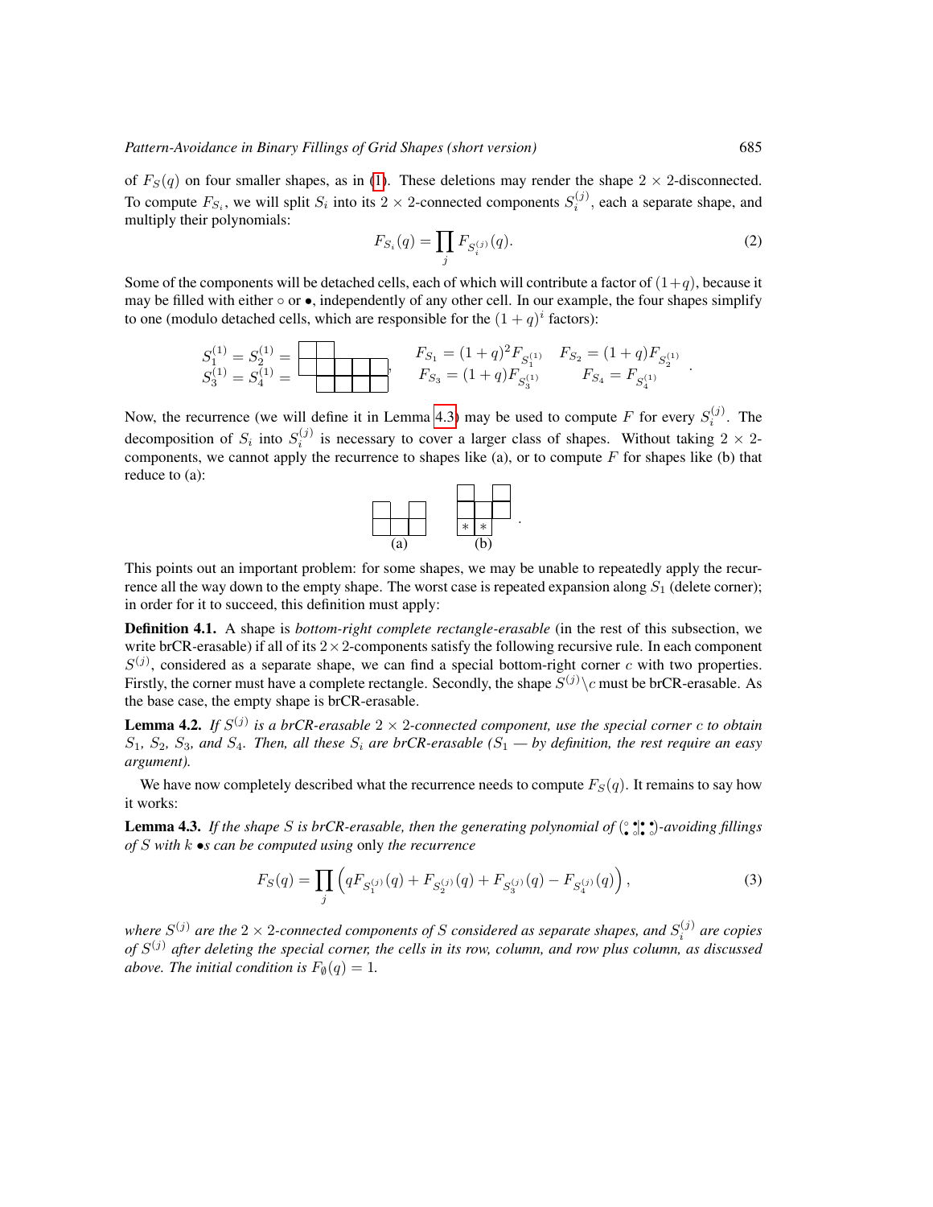of $F_S(q)$ on four smaller shapes, as in (1). These deletions may render the shape $2 \times 2$-disconnected. To compute $F_{S_i}$, we will split $S_i$ into its $2 \times 2$-connected components $S_i^{(j)}$, each a separate shape, and multiply their polynomials:

$$F_{S_i}(q) = \prod_j F_{S_i^{(j)}}(q). \tag{2}$$

Some of the components will be detached cells, each of which will contribute a factor of $(1+q)$, because it may be filled with either $\circ$ or $\bullet$, independently of any other cell. In our example, the four shapes simplify to one (modulo detached cells, which are responsible for the $(1+q)^i$ factors):

$$S_1^{(1)} = S_2^{(1)} = S_3^{(1)} = S_4^{(1)} = \quad , \qquad F_{S_1} = (1+q)^2 F_{S_1^{(1)}} \quad F_{S_2} = (1+q) F_{S_2^{(1)}} \quad F_{S_3} = (1+q) F_{S_3^{(1)}} \quad F_{S_4} = F_{S_4^{(1)}}.$$

Now, the recurrence (we will define it in Lemma 4.3) may be used to compute $F$ for every $S_i^{(j)}$. The decomposition of $S_i$ into $S_i^{(j)}$ is necessary to cover a larger class of shapes. Without taking $2 \times 2$-components, we cannot apply the recurrence to shapes like (a), or to compute $F$ for shapes like (b) that reduce to (a):

(a) (b)

This points out an important problem: for some shapes, we may be unable to repeatedly apply the recurrence all the way down to the empty shape. The worst case is repeated expansion along $S_1$ (delete corner); in order for it to succeed, this definition must apply:

**Definition 4.1.** A shape is *bottom-right complete rectangle-erasable* (in the rest of this subsection, we write brCR-erasable) if all of its $2 \times 2$-components satisfy the following recursive rule. In each component $S^{(j)}$, considered as a separate shape, we can find a special bottom-right corner $c$ with two properties. Firstly, the corner must have a complete rectangle. Secondly, the shape $S^{(j)} \backslash c$ must be brCR-erasable. As the base case, the empty shape is brCR-erasable.

**Lemma 4.2.** *If $S^{(j)}$ is a brCR-erasable $2 \times 2$-connected component, use the special corner $c$ to obtain $S_1$, $S_2$, $S_3$, and $S_4$. Then, all these $S_i$ are brCR-erasable ($S_1$ — by definition, the rest require an easy argument).*

We have now completely described what the recurrence needs to compute $F_S(q)$. It remains to say how it works:

**Lemma 4.3.** *If the shape $S$ is brCR-erasable, then the generating polynomial of $\left(\begin{smallmatrix}\circ & \bullet \\ \bullet & \circ\end{smallmatrix} \middle| \begin{smallmatrix}\bullet & \bullet \\ \bullet & \circ\end{smallmatrix}\right)$-avoiding fillings of $S$ with $k$ $\bullet$s can be computed using* only *the recurrence*

$$F_S(q) = \prod_j \left( q F_{S_1^{(j)}}(q) + F_{S_2^{(j)}}(q) + F_{S_3^{(j)}}(q) - F_{S_4^{(j)}}(q) \right), \tag{3}$$

*where $S^{(j)}$ are the $2 \times 2$-connected components of $S$ considered as separate shapes, and $S_i^{(j)}$ are copies of $S^{(j)}$ after deleting the special corner, the cells in its row, column, and row plus column, as discussed above. The initial condition is $F_\emptyset(q) = 1$.*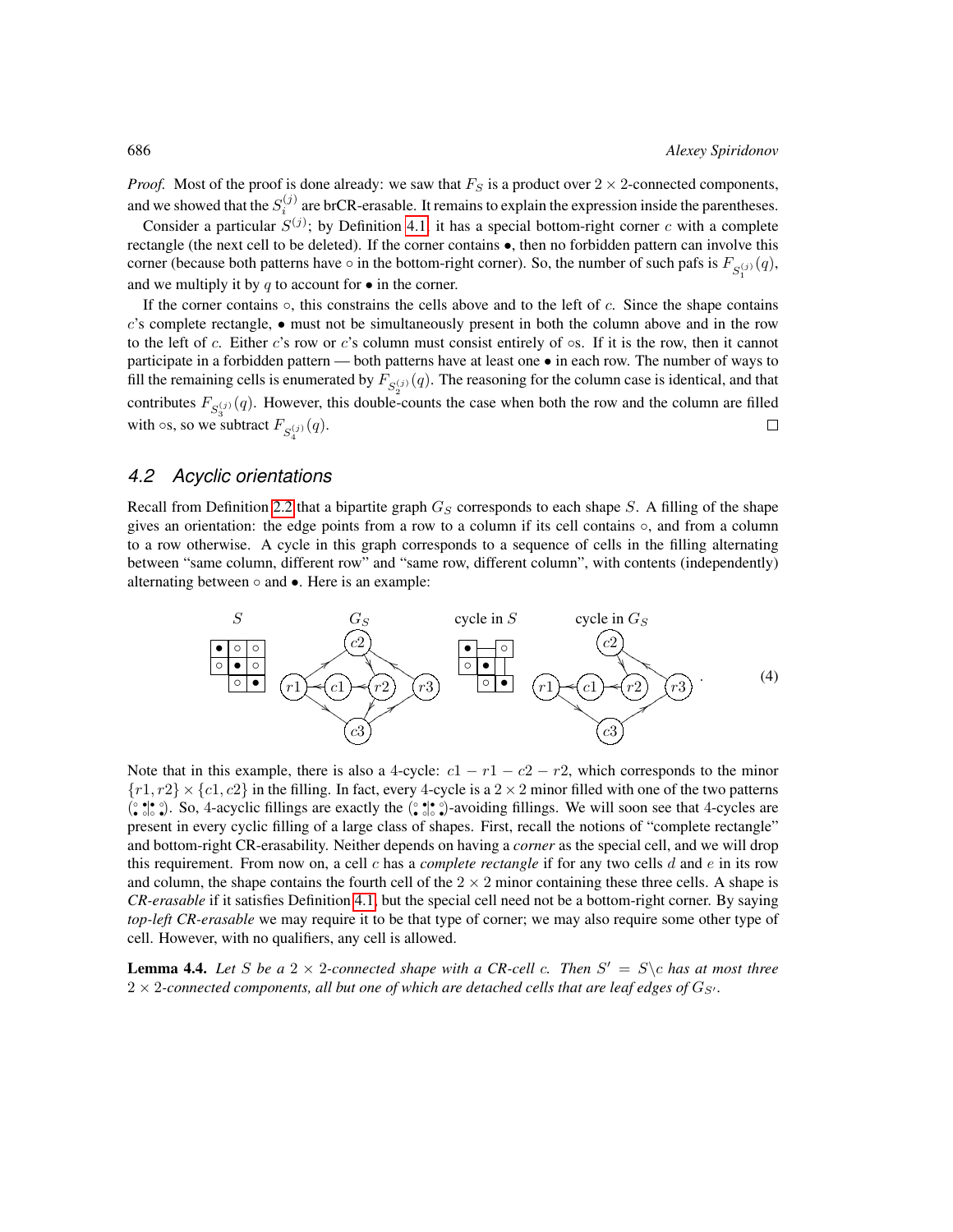*Proof.* Most of the proof is done already: we saw that $F_S$ is a product over $2 \times 2$-connected components, and we showed that the $S_i^{(j)}$ are brCR-erasable. It remains to explain the expression inside the parentheses.

Consider a particular $S^{(j)}$; by Definition 4.1, it has a special bottom-right corner $c$ with a complete rectangle (the next cell to be deleted). If the corner contains $\bullet$, then no forbidden pattern can involve this corner (because both patterns have $\circ$ in the bottom-right corner). So, the number of such pafs is $F_{S_1^{(j)}}(q)$, and we multiply it by $q$ to account for $\bullet$ in the corner.

If the corner contains $\circ$, this constrains the cells above and to the left of $c$. Since the shape contains $c$'s complete rectangle, $\bullet$ must not be simultaneously present in both the column above and in the row to the left of $c$. Either $c$'s row or $c$'s column must consist entirely of $\circ$s. If it is the row, then it cannot participate in a forbidden pattern — both patterns have at least one $\bullet$ in each row. The number of ways to fill the remaining cells is enumerated by $F_{S_2^{(j)}}(q)$. The reasoning for the column case is identical, and that contributes $F_{S_3^{(j)}}(q)$. However, this double-counts the case when both the row and the column are filled with $\circ$s, so we subtract $F_{S_4^{(j)}}(q)$. $\square$

### 4.2 Acyclic orientations

Recall from Definition 2.2 that a bipartite graph $G_S$ corresponds to each shape $S$. A filling of the shape gives an orientation: the edge points from a row to a column if its cell contains $\circ$, and from a column to a row otherwise. A cycle in this graph corresponds to a sequence of cells in the filling alternating between "same column, different row" and "same row, different column", with contents (independently) alternating between $\circ$ and $\bullet$. Here is an example:

$$\text{(diagram: } S,\ G_S,\ \text{cycle in } S,\ \text{cycle in } G_S\text{)} \qquad (4)$$

Note that in this example, there is also a 4-cycle: $c1 - r1 - c2 - r2$, which corresponds to the minor $\{r1, r2\} \times \{c1, c2\}$ in the filling. In fact, every 4-cycle is a $2 \times 2$ minor filled with one of the two patterns $\left(\begin{smallmatrix}\circ & \bullet \\ \bullet & \circ\end{smallmatrix}\middle|\begin{smallmatrix}\bullet & \circ \\ \circ & \bullet\end{smallmatrix}\right)$. So, 4-acyclic fillings are exactly the $\left(\begin{smallmatrix}\circ & \bullet \\ \bullet & \circ\end{smallmatrix}\middle|\begin{smallmatrix}\bullet & \circ \\ \circ & \bullet\end{smallmatrix}\right)$-avoiding fillings. We will soon see that 4-cycles are present in every cyclic filling of a large class of shapes. First, recall the notions of "complete rectangle" and bottom-right CR-erasability. Neither depends on having a *corner* as the special cell, and we will drop this requirement. From now on, a cell $c$ has a *complete rectangle* if for any two cells $d$ and $e$ in its row and column, the shape contains the fourth cell of the $2 \times 2$ minor containing these three cells. A shape is *CR-erasable* if it satisfies Definition 4.1, but the special cell need not be a bottom-right corner. By saying *top-left CR-erasable* we may require it to be that type of corner; we may also require some other type of cell. However, with no qualifiers, any cell is allowed.

**Lemma 4.4.** *Let $S$ be a $2 \times 2$-connected shape with a CR-cell $c$. Then $S' = S \backslash c$ has at most three $2 \times 2$-connected components, all but one of which are detached cells that are leaf edges of $G_{S'}$.*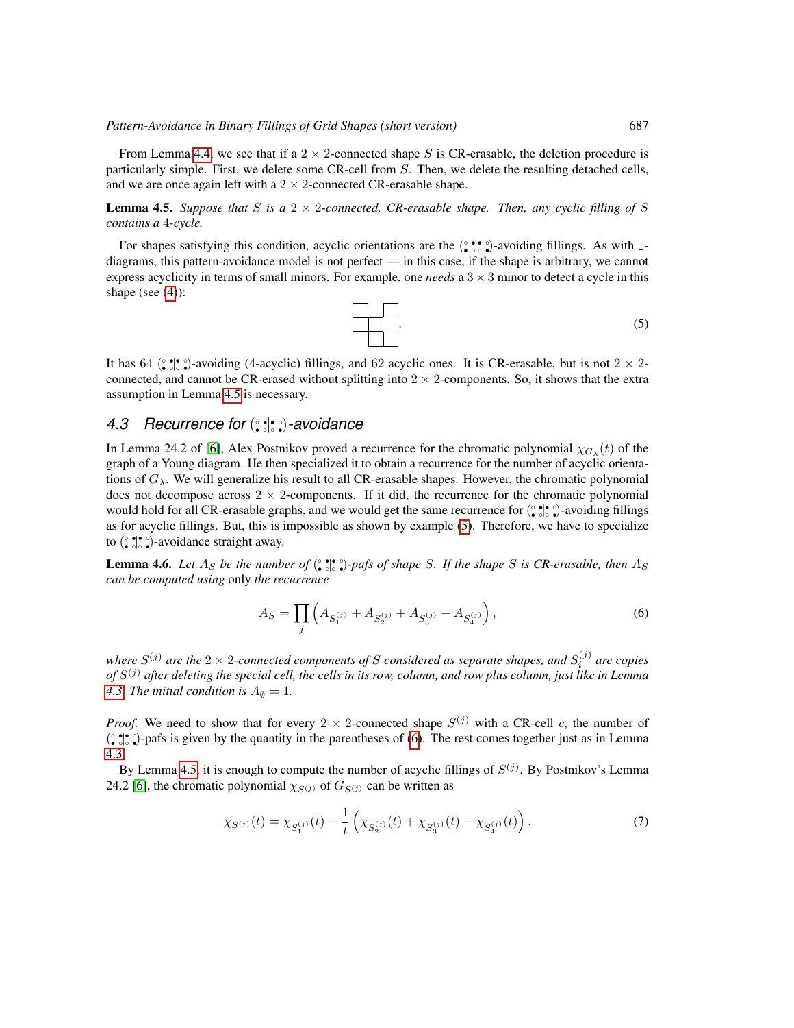From Lemma 4.4, we see that if a $2 \times 2$-connected shape $S$ is CR-erasable, the deletion procedure is particularly simple. First, we delete some CR-cell from $S$. Then, we delete the resulting detached cells, and we are once again left with a $2 \times 2$-connected CR-erasable shape.

**Lemma 4.5.** *Suppose that $S$ is a $2 \times 2$-connected, CR-erasable shape. Then, any cyclic filling of $S$ contains a 4-cycle.*

For shapes satisfying this condition, acyclic orientations are the ($\overset{\circ}{\bullet}\overset{\bullet}{\circ}|\overset{\bullet}{\circ}\overset{\circ}{\bullet}$)-avoiding fillings. As with ⅃-diagrams, this pattern-avoidance model is not perfect — in this case, if the shape is arbitrary, we cannot express acyclicity in terms of small minors. For example, one *needs* a $3 \times 3$ minor to detect a cycle in this shape (see (4)):

$$\text{[shape diagram]}. \tag{5}$$

It has 64 ($\overset{\circ}{\bullet}\overset{\bullet}{\circ}|\overset{\bullet}{\circ}\overset{\circ}{\bullet}$)-avoiding (4-acyclic) fillings, and 62 acyclic ones. It is CR-erasable, but is not $2 \times 2$-connected, and cannot be CR-erased without splitting into $2 \times 2$-components. So, it shows that the extra assumption in Lemma 4.5 is necessary.

### 4.3 Recurrence for ($\overset{\circ}{\bullet}\overset{\bullet}{\circ}|\overset{\bullet}{\circ}\overset{\circ}{\bullet}$)-avoidance

In Lemma 24.2 of [6], Alex Postnikov proved a recurrence for the chromatic polynomial $\chi_{G_\lambda}(t)$ of the graph of a Young diagram. He then specialized it to obtain a recurrence for the number of acyclic orientations of $G_\lambda$. We will generalize his result to all CR-erasable shapes. However, the chromatic polynomial does not decompose across $2 \times 2$-components. If it did, the recurrence for the chromatic polynomial would hold for all CR-erasable graphs, and we would get the same recurrence for ($\overset{\circ}{\bullet}\overset{\bullet}{\circ}|\overset{\bullet}{\circ}\overset{\circ}{\bullet}$)-avoiding fillings as for acyclic fillings. But, this is impossible as shown by example (5). Therefore, we have to specialize to ($\overset{\circ}{\bullet}\overset{\bullet}{\circ}|\overset{\bullet}{\circ}\overset{\circ}{\bullet}$)-avoidance straight away.

**Lemma 4.6.** *Let $A_S$ be the number of ($\overset{\circ}{\bullet}\overset{\bullet}{\circ}|\overset{\bullet}{\circ}\overset{\circ}{\bullet}$)-pafs of shape $S$. If the shape $S$ is CR-erasable, then $A_S$ can be computed using* only *the recurrence*

$$A_S = \prod_j \left( A_{S_1^{(j)}} + A_{S_2^{(j)}} + A_{S_3^{(j)}} - A_{S_4^{(j)}} \right), \tag{6}$$

*where $S^{(j)}$ are the $2 \times 2$-connected components of $S$ considered as separate shapes, and $S_i^{(j)}$ are copies of $S^{(j)}$ after deleting the special cell, the cells in its row, column, and row plus column, just like in Lemma 4.3. The initial condition is $A_\emptyset = 1$.*

*Proof.* We need to show that for every $2 \times 2$-connected shape $S^{(j)}$ with a CR-cell $c$, the number of ($\overset{\circ}{\bullet}\overset{\bullet}{\circ}|\overset{\bullet}{\circ}\overset{\circ}{\bullet}$)-pafs is given by the quantity in the parentheses of (6). The rest comes together just as in Lemma 4.3.

By Lemma 4.5, it is enough to compute the number of acyclic fillings of $S^{(j)}$. By Postnikov's Lemma 24.2 [6], the chromatic polynomial $\chi_{S^{(j)}}$ of $G_{S^{(j)}}$ can be written as

$$\chi_{S^{(j)}}(t) = \chi_{S_1^{(j)}}(t) - \frac{1}{t}\left( \chi_{S_2^{(j)}}(t) + \chi_{S_3^{(j)}}(t) - \chi_{S_4^{(j)}}(t) \right). \tag{7}$$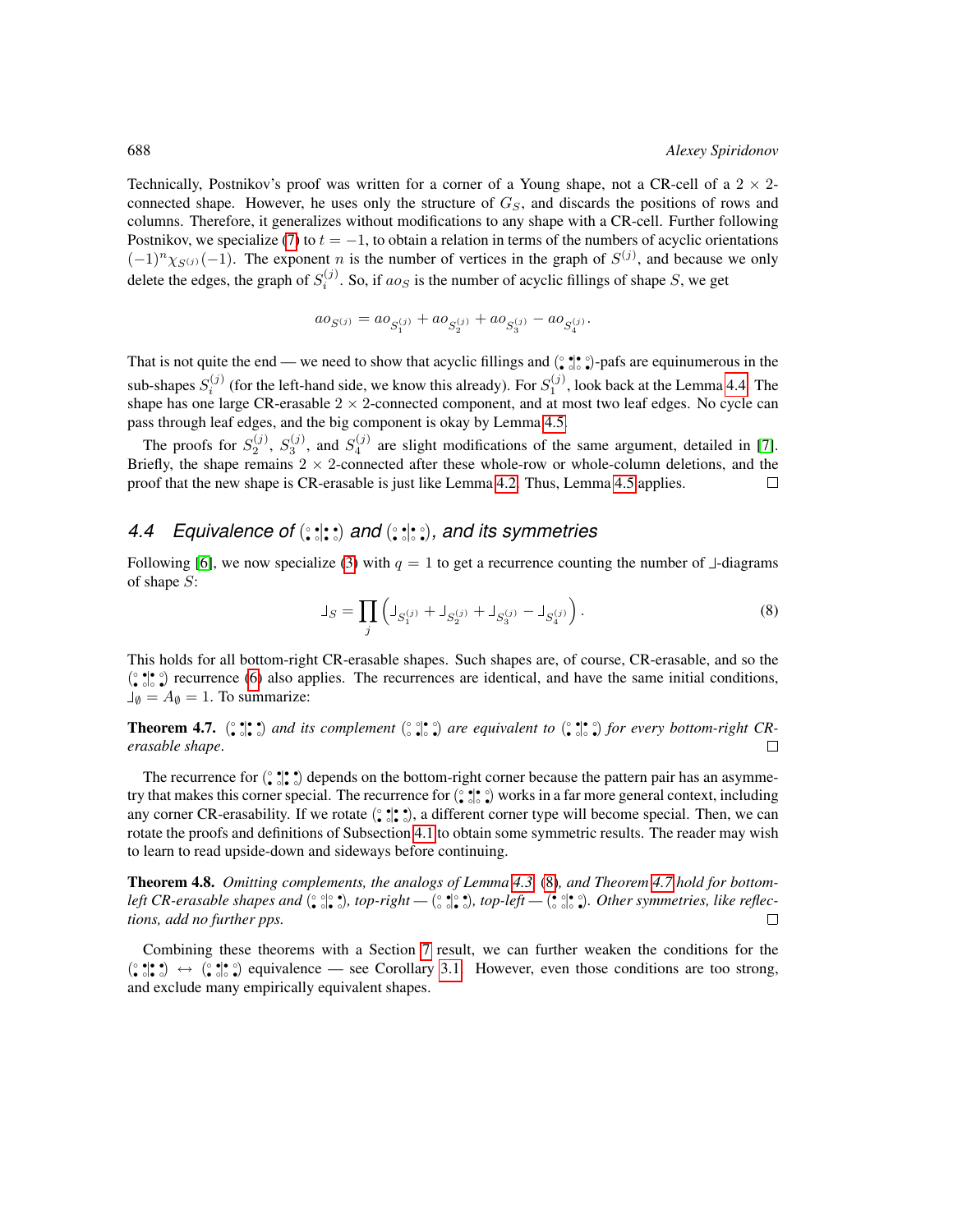Technically, Postnikov's proof was written for a corner of a Young shape, not a CR-cell of a $2 \times 2$-connected shape. However, he uses only the structure of $G_S$, and discards the positions of rows and columns. Therefore, it generalizes without modifications to any shape with a CR-cell. Further following Postnikov, we specialize (7) to $t = -1$, to obtain a relation in terms of the numbers of acyclic orientations $(-1)^n \chi_{S^{(j)}}(-1)$. The exponent $n$ is the number of vertices in the graph of $S^{(j)}$, and because we only delete the edges, the graph of $S_i^{(j)}$. So, if $ao_S$ is the number of acyclic fillings of shape $S$, we get

$$ao_{S^{(j)}} = ao_{S_1^{(j)}} + ao_{S_2^{(j)}} + ao_{S_3^{(j)}} - ao_{S_4^{(j)}}.$$

That is not quite the end — we need to show that acyclic fillings and (⁘)-pafs are equinumerous in the sub-shapes $S_i^{(j)}$ (for the left-hand side, we know this already). For $S_1^{(j)}$, look back at the Lemma 4.4. The shape has one large CR-erasable $2 \times 2$-connected component, and at most two leaf edges. No cycle can pass through leaf edges, and the big component is okay by Lemma 4.5.

The proofs for $S_2^{(j)}$, $S_3^{(j)}$, and $S_4^{(j)}$ are slight modifications of the same argument, detailed in [7]. Briefly, the shape remains $2 \times 2$-connected after these whole-row or whole-column deletions, and the proof that the new shape is CR-erasable is just like Lemma 4.2. Thus, Lemma 4.5 applies. □

## 4.4 Equivalence of (⁘) and (⁘), and its symmetries

Following [6], we now specialize (3) with $q = 1$ to get a recurrence counting the number of ⅃-diagrams of shape $S$:

$$⅃_S = \prod_j \left( ⅃_{S_1^{(j)}} + ⅃_{S_2^{(j)}} + ⅃_{S_3^{(j)}} - ⅃_{S_4^{(j)}} \right). \tag{8}$$

This holds for all bottom-right CR-erasable shapes. Such shapes are, of course, CR-erasable, and so the (⁘) recurrence (6) also applies. The recurrences are identical, and have the same initial conditions, $⅃_\emptyset = A_\emptyset = 1$. To summarize:

**Theorem 4.7.** *(⁘) and its complement (⁘) are equivalent to (⁘) for every bottom-right CR-erasable shape.* □

The recurrence for (⁘) depends on the bottom-right corner because the pattern pair has an asymmetry that makes this corner special. The recurrence for (⁘) works in a far more general context, including any corner CR-erasability. If we rotate (⁘), a different corner type will become special. Then, we can rotate the proofs and definitions of Subsection 4.1 to obtain some symmetric results. The reader may wish to learn to read upside-down and sideways before continuing.

**Theorem 4.8.** *Omitting complements, the analogs of Lemma 4.3, (8), and Theorem 4.7 hold for bottom-left CR-erasable shapes and (⁘), top-right — (⁘), top-left — (⁘). Other symmetries, like reflections, add no further pps.* □

Combining these theorems with a Section 7 result, we can further weaken the conditions for the (⁘) ↔ (⁘) equivalence — see Corollary 3.1. However, even those conditions are too strong, and exclude many empirically equivalent shapes.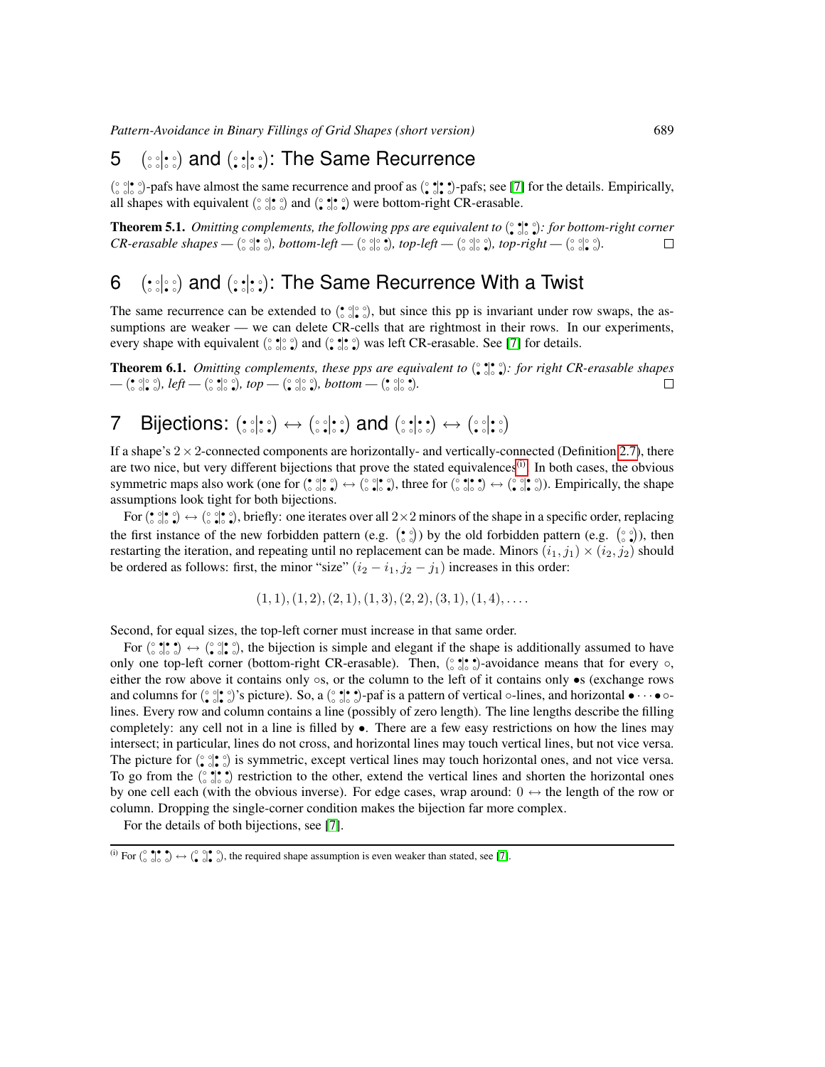## 5 $\left(\begin{array}{cc|cc}\circ&\circ&\bullet&\circ\\\circ&\circ&\circ&\circ\end{array}\right)$ and $\left(\begin{array}{cc|cc}\circ&\bullet&\bullet&\circ\\\bullet&\circ&\circ&\bullet\end{array}\right)$: The Same Recurrence

$\left(\begin{array}{cc|cc}\circ&\circ&\bullet&\circ\\\circ&\circ&\circ&\circ\end{array}\right)$-pafs have almost the same recurrence and proof as $\left(\begin{array}{cc|cc}\circ&\bullet&\bullet&\circ\\\circ&\bullet&\circ&\bullet\end{array}\right)$-pafs; see [7] for the details. Empirically, all shapes with equivalent $\left(\begin{array}{cc|cc}\circ&\circ&\bullet&\circ\\\circ&\circ&\circ&\circ\end{array}\right)$ and $\left(\begin{array}{cc|cc}\circ&\bullet&\bullet&\circ\\\bullet&\circ&\circ&\bullet\end{array}\right)$ were bottom-right CR-erasable.

**Theorem 5.1.** *Omitting complements, the following pps are equivalent to* $\left(\begin{array}{cc|cc}\circ&\bullet&\bullet&\circ\\\bullet&\circ&\circ&\bullet\end{array}\right)$*: for bottom-right corner CR-erasable shapes —* $\left(\begin{array}{cc|cc}\circ&\circ&\bullet&\circ\\\circ&\circ&\circ&\circ\end{array}\right)$*, bottom-left —* $\left(\begin{array}{cc|cc}\circ&\circ&\circ&\circ\\\circ&\circ&\circ&\bullet\end{array}\right)$*, top-left —* $\left(\begin{array}{cc|cc}\circ&\circ&\circ&\circ\\\circ&\circ&\bullet&\circ\end{array}\right)$*, top-right —* $\left(\begin{array}{cc|cc}\circ&\circ&\circ&\circ\\\circ&\circ&\bullet&\circ\end{array}\right)$*.* □

## 6 $\left(\begin{array}{cc|cc}\bullet&\circ&\circ&\circ\\\circ&\circ&\bullet&\circ\end{array}\right)$ and $\left(\begin{array}{cc|cc}\circ&\bullet&\bullet&\circ\\\circ&\circ&\circ&\bullet\end{array}\right)$: The Same Recurrence With a Twist

The same recurrence can be extended to $\left(\begin{array}{cc|cc}\bullet&\circ&\circ&\circ\\\circ&\circ&\bullet&\circ\end{array}\right)$, but since this pp is invariant under row swaps, the assumptions are weaker — we can delete CR-cells that are rightmost in their rows. In our experiments, every shape with equivalent $\left(\begin{array}{cc|cc}\circ&\bullet&\circ&\circ\\\circ&\circ&\bullet&\circ\end{array}\right)$ and $\left(\begin{array}{cc|cc}\circ&\bullet&\bullet&\circ\\\bullet&\circ&\circ&\bullet\end{array}\right)$ was left CR-erasable. See [7] for details.

**Theorem 6.1.** *Omitting complements, these pps are equivalent to* $\left(\begin{array}{cc|cc}\circ&\bullet&\bullet&\circ\\\circ&\circ&\circ&\bullet\end{array}\right)$*: for right CR-erasable shapes —* $\left(\begin{array}{cc|cc}\bullet&\circ&\circ&\circ\\\circ&\circ&\bullet&\circ\end{array}\right)$*, left —* $\left(\begin{array}{cc|cc}\circ&\bullet&\circ&\circ\\\circ&\circ&\bullet&\circ\end{array}\right)$*, top —* $\left(\begin{array}{cc|cc}\circ&\circ&\circ&\circ\\\bullet&\circ&\bullet&\circ\end{array}\right)$*, bottom —* $\left(\begin{array}{cc|cc}\bullet&\circ&\circ&\bullet\\\circ&\circ&\circ&\circ\end{array}\right)$*.* □

## 7 Bijections: $\left(\begin{array}{cc|cc}\bullet&\circ&\bullet&\circ\\\circ&\circ&\circ&\circ\end{array}\right) \leftrightarrow \left(\begin{array}{cc|cc}\circ&\circ&\bullet&\circ\\\circ&\bullet&\circ&\circ\end{array}\right)$ and $\left(\begin{array}{cc|cc}\circ&\circ&\bullet&\bullet\\\circ&\circ&\circ&\circ\end{array}\right) \leftrightarrow \left(\begin{array}{cc|cc}\circ&\circ&\bullet&\circ\\\bullet&\circ&\bullet&\circ\end{array}\right)$

If a shape's $2\times 2$-connected components are horizontally- and vertically-connected (Definition 2.7), there are two nice, but very different bijections that prove the stated equivalences[i]. In both cases, the obvious symmetric maps also work (one for $\left(\begin{array}{cc|cc}\bullet&\circ&\circ&\circ\\\circ&\circ&\circ&\bullet\end{array}\right) \leftrightarrow \left(\begin{array}{cc|cc}\circ&\circ&\bullet&\circ\\\circ&\circ&\bullet&\circ\end{array}\right)$, three for $\left(\begin{array}{cc|cc}\circ&\bullet&\bullet&\bullet\\\circ&\circ&\circ&\circ\end{array}\right) \leftrightarrow \left(\begin{array}{cc|cc}\circ&\circ&\bullet&\circ\\\bullet&\circ&\bullet&\circ\end{array}\right)$). Empirically, the shape assumptions look tight for both bijections.

For $\left(\begin{array}{cc|cc}\bullet&\circ&\bullet&\circ\\\circ&\circ&\circ&\circ\end{array}\right) \leftrightarrow \left(\begin{array}{cc|cc}\circ&\circ&\bullet&\circ\\\circ&\bullet&\circ&\circ\end{array}\right)$, briefly: one iterates over all $2\times 2$ minors of the shape in a specific order, replacing the first instance of the new forbidden pattern (e.g. $\left(\begin{smallmatrix}\bullet&\circ\\\circ&\circ\end{smallmatrix}\right)$) by the old forbidden pattern (e.g. $\left(\begin{smallmatrix}\circ&\circ\\\circ&\bullet\end{smallmatrix}\right)$), then restarting the iteration, and repeating until no replacement can be made. Minors $(i_1, j_1) \times (i_2, j_2)$ should be ordered as follows: first, the minor "size" $(i_2 - i_1, j_2 - j_1)$ increases in this order:

$$(1,1), (1,2), (2,1), (1,3), (2,2), (3,1), (1,4), \ldots.$$

Second, for equal sizes, the top-left corner must increase in that same order.

For $\left(\begin{array}{cc|cc}\circ&\bullet&\bullet&\bullet\\\circ&\circ&\circ&\circ\end{array}\right) \leftrightarrow \left(\begin{array}{cc|cc}\circ&\circ&\bullet&\circ\\\circ&\circ&\bullet&\circ\end{array}\right)$, the bijection is simple and elegant if the shape is additionally assumed to have only one top-left corner (bottom-right CR-erasable). Then, $\left(\begin{array}{cc|cc}\circ&\bullet&\bullet&\bullet\\\circ&\circ&\circ&\circ\end{array}\right)$-avoidance means that for every $\circ$, either the row above it contains only $\circ$s, or the column to the left of it contains only $\bullet$s (exchange rows and columns for $\left(\begin{array}{cc|cc}\circ&\circ&\bullet&\circ\\\bullet&\circ&\bullet&\circ\end{array}\right)$'s picture). So, a $\left(\begin{array}{cc|cc}\circ&\bullet&\bullet&\bullet\\\circ&\circ&\circ&\circ\end{array}\right)$-paf is a pattern of vertical $\circ$-lines, and horizontal $\bullet\cdots\bullet\circ$-lines. Every row and column contains a line (possibly of zero length). The line lengths describe the filling completely: any cell not in a line is filled by $\bullet$. There are a few easy restrictions on how the lines may intersect; in particular, lines do not cross, and horizontal lines may touch vertical lines, but not vice versa. The picture for $\left(\begin{array}{cc|cc}\circ&\circ&\bullet&\circ\\\bullet&\circ&\bullet&\circ\end{array}\right)$ is symmetric, except vertical lines may touch horizontal ones, and not vice versa. To go from the $\left(\begin{array}{cc|cc}\circ&\bullet&\bullet&\bullet\\\circ&\circ&\circ&\circ\end{array}\right)$ restriction to the other, extend the vertical lines and shorten the horizontal ones by one cell each (with the obvious inverse). For edge cases, wrap around: $0 \leftrightarrow$ the length of the row or column. Dropping the single-corner condition makes the bijection far more complex.

For the details of both bijections, see [7].

---

[i] For $\left(\begin{array}{cc|cc}\circ&\bullet&\bullet&\bullet\\\circ&\circ&\circ&\circ\end{array}\right) \leftrightarrow \left(\begin{array}{cc|cc}\circ&\circ&\bullet&\circ\\\bullet&\circ&\bullet&\circ\end{array}\right)$, the required shape assumption is even weaker than stated, see [7].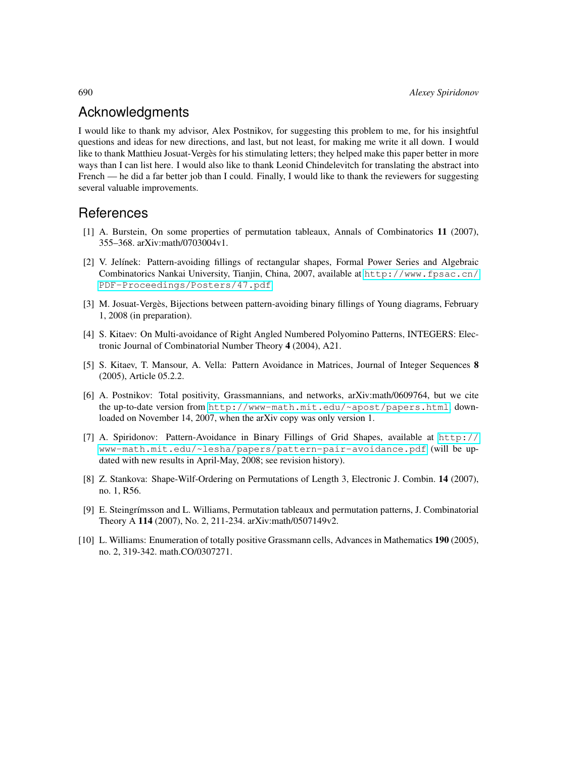## Acknowledgments

I would like to thank my advisor, Alex Postnikov, for suggesting this problem to me, for his insightful questions and ideas for new directions, and last, but not least, for making me write it all down. I would like to thank Matthieu Josuat-Vergès for his stimulating letters; they helped make this paper better in more ways than I can list here. I would also like to thank Leonid Chindelevitch for translating the abstract into French — he did a far better job than I could. Finally, I would like to thank the reviewers for suggesting several valuable improvements.

## References

[1] A. Burstein, On some properties of permutation tableaux, Annals of Combinatorics **11** (2007), 355–368. arXiv:math/0703004v1.

[2] V. Jelínek: Pattern-avoiding fillings of rectangular shapes, Formal Power Series and Algebraic Combinatorics Nankai University, Tianjin, China, 2007, available at http://www.fpsac.cn/PDF-Proceedings/Posters/47.pdf

[3] M. Josuat-Vergès, Bijections between pattern-avoiding binary fillings of Young diagrams, February 1, 2008 (in preparation).

[4] S. Kitaev: On Multi-avoidance of Right Angled Numbered Polyomino Patterns, INTEGERS: Electronic Journal of Combinatorial Number Theory **4** (2004), A21.

[5] S. Kitaev, T. Mansour, A. Vella: Pattern Avoidance in Matrices, Journal of Integer Sequences **8** (2005), Article 05.2.2.

[6] A. Postnikov: Total positivity, Grassmannians, and networks, arXiv:math/0609764, but we cite the up-to-date version from http://www-math.mit.edu/~apost/papers.html, downloaded on November 14, 2007, when the arXiv copy was only version 1.

[7] A. Spiridonov: Pattern-Avoidance in Binary Fillings of Grid Shapes, available at http://www-math.mit.edu/~lesha/papers/pattern-pair-avoidance.pdf (will be updated with new results in April-May, 2008; see revision history).

[8] Z. Stankova: Shape-Wilf-Ordering on Permutations of Length 3, Electronic J. Combin. **14** (2007), no. 1, R56.

[9] E. Steingrímsson and L. Williams, Permutation tableaux and permutation patterns, J. Combinatorial Theory A **114** (2007), No. 2, 211-234. arXiv:math/0507149v2.

[10] L. Williams: Enumeration of totally positive Grassmann cells, Advances in Mathematics **190** (2005), no. 2, 319-342. math.CO/0307271.